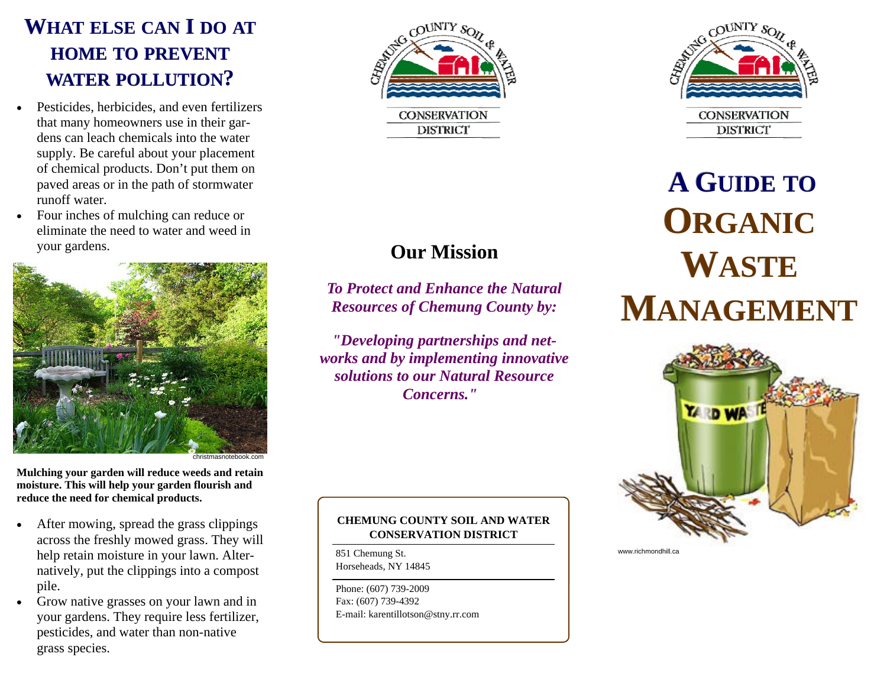## WHAT ELSE CAN I DO AT HOME TO PREVENT WATER POLLUTION?

- Pesticides, herbicides, and even fertilizers that many homeowners use in their gardens can leach chemicals into the water supply. Be careful about your placement of chemical products. Don't put them on paved areas or in the path of stormwater runoff water.
- Four inches of mulching can reduce or eliminate the need to water and weed in your gardens.

christmasnotebook.com

**Mulching your garden will reduce weeds and retain moisture. This will help your garden flourish and reduce the need for chemical products.**

- After mowing, spread the grass clippings across the freshly mowed grass. They will help retain moisture in your lawn. Alternatively, put the clippings into a compost pile.
- Grow native grasses on your lawn and in your gardens. They require less fertilizer, pesticides, and water than non-native grass species.

CHEMUNG COUNTY SOIL & WATER CONSERVATION DISTRICT

## Our Mission

***To Protect and Enhance the Natural Resources of Chemung County by:***

***"Developing partnerships and networks and by implementing innovative solutions to our Natural Resource Concerns."***

**CHEMUNG COUNTY SOIL AND WATER CONSERVATION DISTRICT**

851 Chemung St.
Horseheads, NY 14845

Phone: (607) 739-2009
Fax: (607) 739-4392
E-mail: karentillotson@stny.rr.com

CHEMUNG COUNTY SOIL & WATER CONSERVATION DISTRICT

# A GUIDE TO ORGANIC WASTE MANAGEMENT

www.richmondhill.ca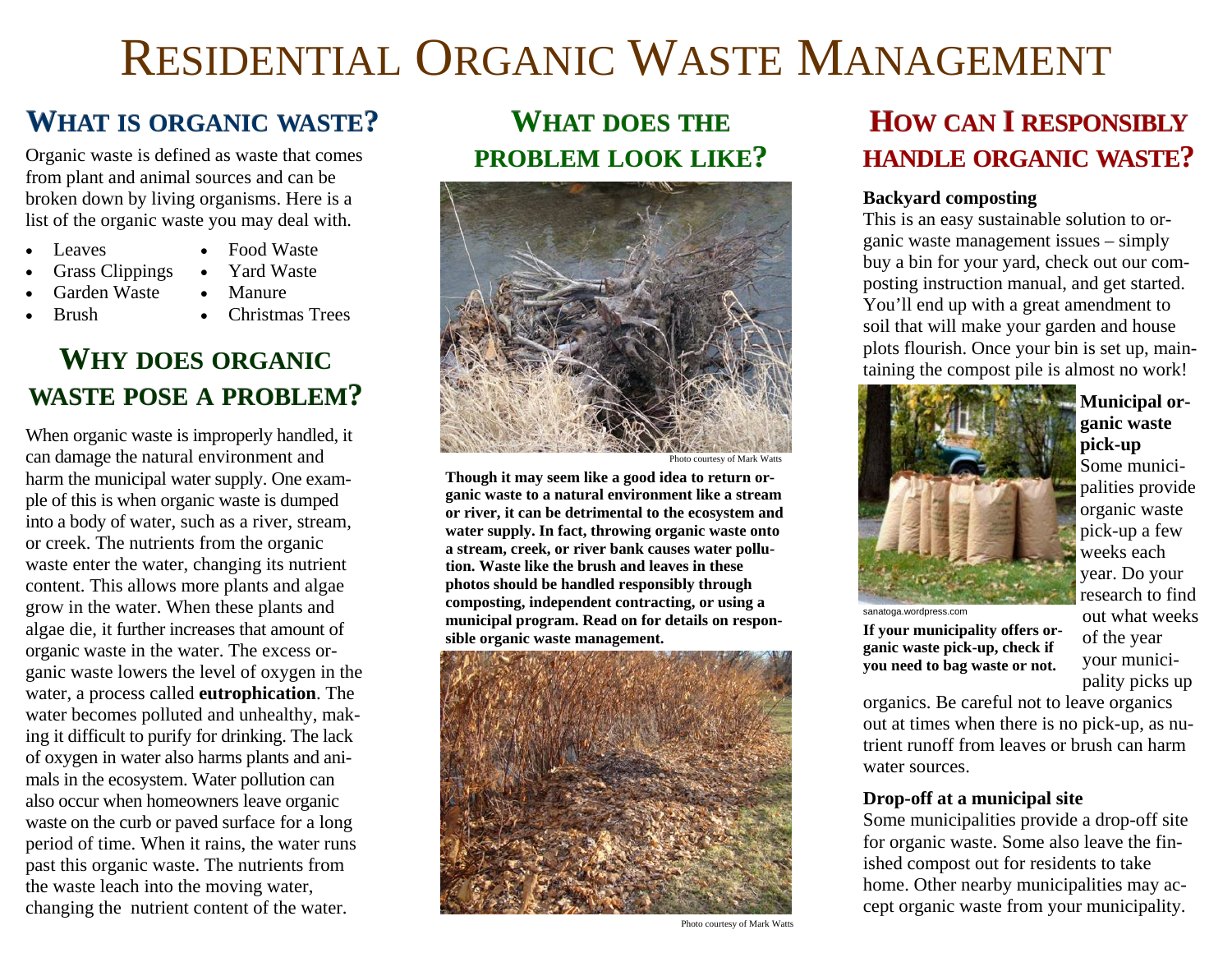# Residential Organic Waste Management

## What is organic waste?

Organic waste is defined as waste that comes from plant and animal sources and can be broken down by living organisms. Here is a list of the organic waste you may deal with.

- Leaves
- Grass Clippings
- Garden Waste
- Brush
- Food Waste
- Yard Waste
- Manure
- Christmas Trees

## Why does organic waste pose a problem?

When organic waste is improperly handled, it can damage the natural environment and harm the municipal water supply. One example of this is when organic waste is dumped into a body of water, such as a river, stream, or creek. The nutrients from the organic waste enter the water, changing its nutrient content. This allows more plants and algae grow in the water. When these plants and algae die, it further increases that amount of organic waste in the water. The excess organic waste lowers the level of oxygen in the water, a process called **eutrophication**. The water becomes polluted and unhealthy, making it difficult to purify for drinking. The lack of oxygen in water also harms plants and animals in the ecosystem. Water pollution can also occur when homeowners leave organic waste on the curb or paved surface for a long period of time. When it rains, the water runs past this organic waste. The nutrients from the waste leach into the moving water, changing the nutrient content of the water.

## What does the problem look like?

Photo courtesy of Mark Watts

**Though it may seem like a good idea to return organic waste to a natural environment like a stream or river, it can be detrimental to the ecosystem and water supply. In fact, throwing organic waste onto a stream, creek, or river bank causes water pollution. Waste like the brush and leaves in these photos should be handled responsibly through composting, independent contracting, or using a municipal program. Read on for details on responsible organic waste management.**

Photo courtesy of Mark Watts

## How can I responsibly handle organic waste?

**Backyard composting**

This is an easy sustainable solution to organic waste management issues – simply buy a bin for your yard, check out our composting instruction manual, and get started. You'll end up with a great amendment to soil that will make your garden and house plots flourish. Once your bin is set up, maintaining the compost pile is almost no work!

sanatoga.wordpress.com

**If your municipality offers organic waste pick-up, check if you need to bag waste or not.**

**Municipal organic waste pick-up**

Some municipalities provide organic waste pick-up a few weeks each year. Do your research to find out what weeks of the year your municipality picks up organics. Be careful not to leave organics out at times when there is no pick-up, as nutrient runoff from leaves or brush can harm water sources.

**Drop-off at a municipal site**

Some municipalities provide a drop-off site for organic waste. Some also leave the finished compost out for residents to take home. Other nearby municipalities may accept organic waste from your municipality.